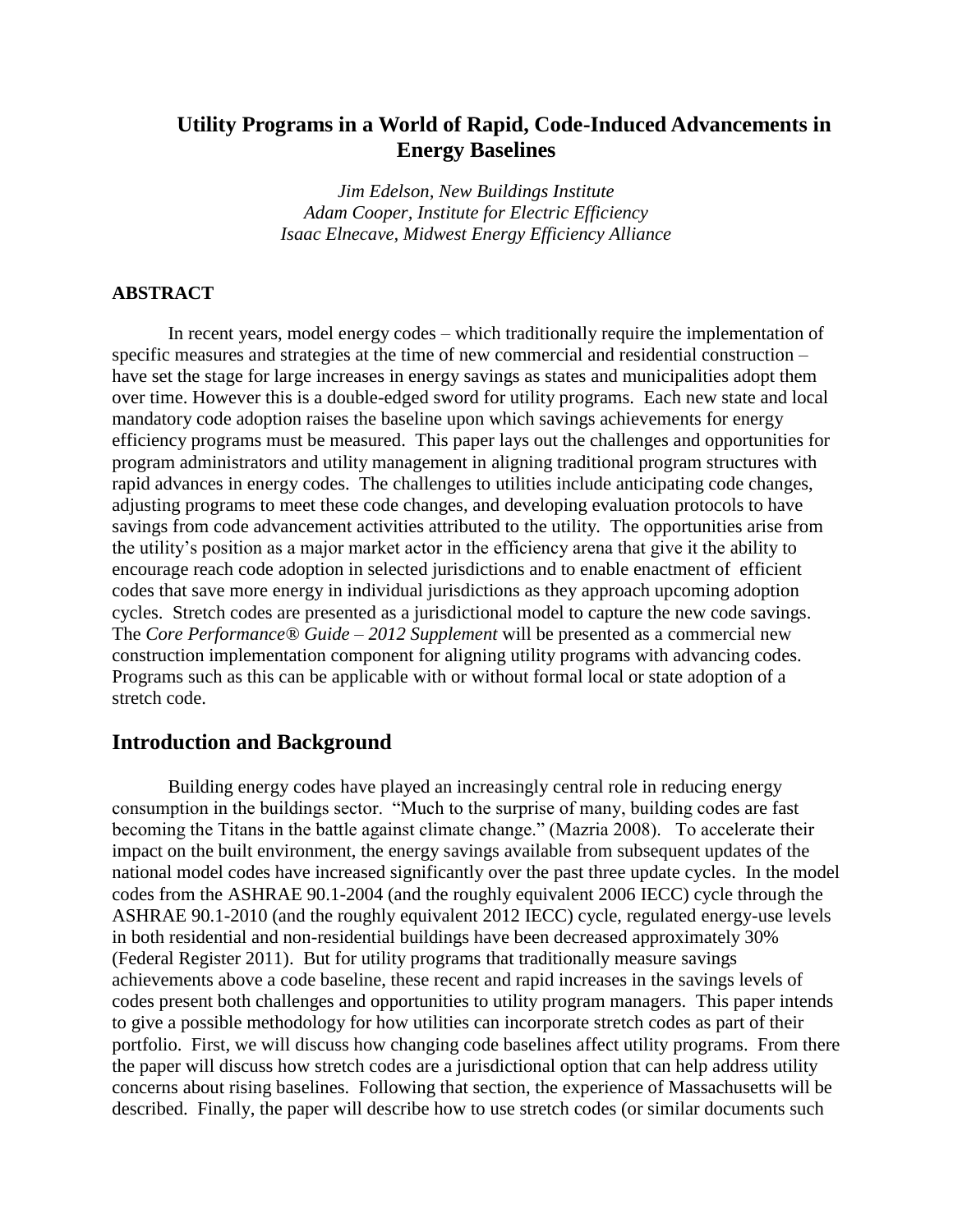# Utility Programs in a World of Rapid, Code-Induced Advancements in Energy Baselines

*Jim Edelson, New Buildings Institute*
*Adam Cooper, Institute for Electric Efficiency*
*Isaac Elnecave, Midwest Energy Efficiency Alliance*

## ABSTRACT

In recent years, model energy codes – which traditionally require the implementation of specific measures and strategies at the time of new commercial and residential construction – have set the stage for large increases in energy savings as states and municipalities adopt them over time. However this is a double-edged sword for utility programs. Each new state and local mandatory code adoption raises the baseline upon which savings achievements for energy efficiency programs must be measured. This paper lays out the challenges and opportunities for program administrators and utility management in aligning traditional program structures with rapid advances in energy codes. The challenges to utilities include anticipating code changes, adjusting programs to meet these code changes, and developing evaluation protocols to have savings from code advancement activities attributed to the utility. The opportunities arise from the utility's position as a major market actor in the efficiency arena that give it the ability to encourage reach code adoption in selected jurisdictions and to enable enactment of efficient codes that save more energy in individual jurisdictions as they approach upcoming adoption cycles. Stretch codes are presented as a jurisdictional model to capture the new code savings. The *Core Performance® Guide – 2012 Supplement* will be presented as a commercial new construction implementation component for aligning utility programs with advancing codes. Programs such as this can be applicable with or without formal local or state adoption of a stretch code.

## Introduction and Background

Building energy codes have played an increasingly central role in reducing energy consumption in the buildings sector. "Much to the surprise of many, building codes are fast becoming the Titans in the battle against climate change." (Mazria 2008). To accelerate their impact on the built environment, the energy savings available from subsequent updates of the national model codes have increased significantly over the past three update cycles. In the model codes from the ASHRAE 90.1-2004 (and the roughly equivalent 2006 IECC) cycle through the ASHRAE 90.1-2010 (and the roughly equivalent 2012 IECC) cycle, regulated energy-use levels in both residential and non-residential buildings have been decreased approximately 30% (Federal Register 2011). But for utility programs that traditionally measure savings achievements above a code baseline, these recent and rapid increases in the savings levels of codes present both challenges and opportunities to utility program managers. This paper intends to give a possible methodology for how utilities can incorporate stretch codes as part of their portfolio. First, we will discuss how changing code baselines affect utility programs. From there the paper will discuss how stretch codes are a jurisdictional option that can help address utility concerns about rising baselines. Following that section, the experience of Massachusetts will be described. Finally, the paper will describe how to use stretch codes (or similar documents such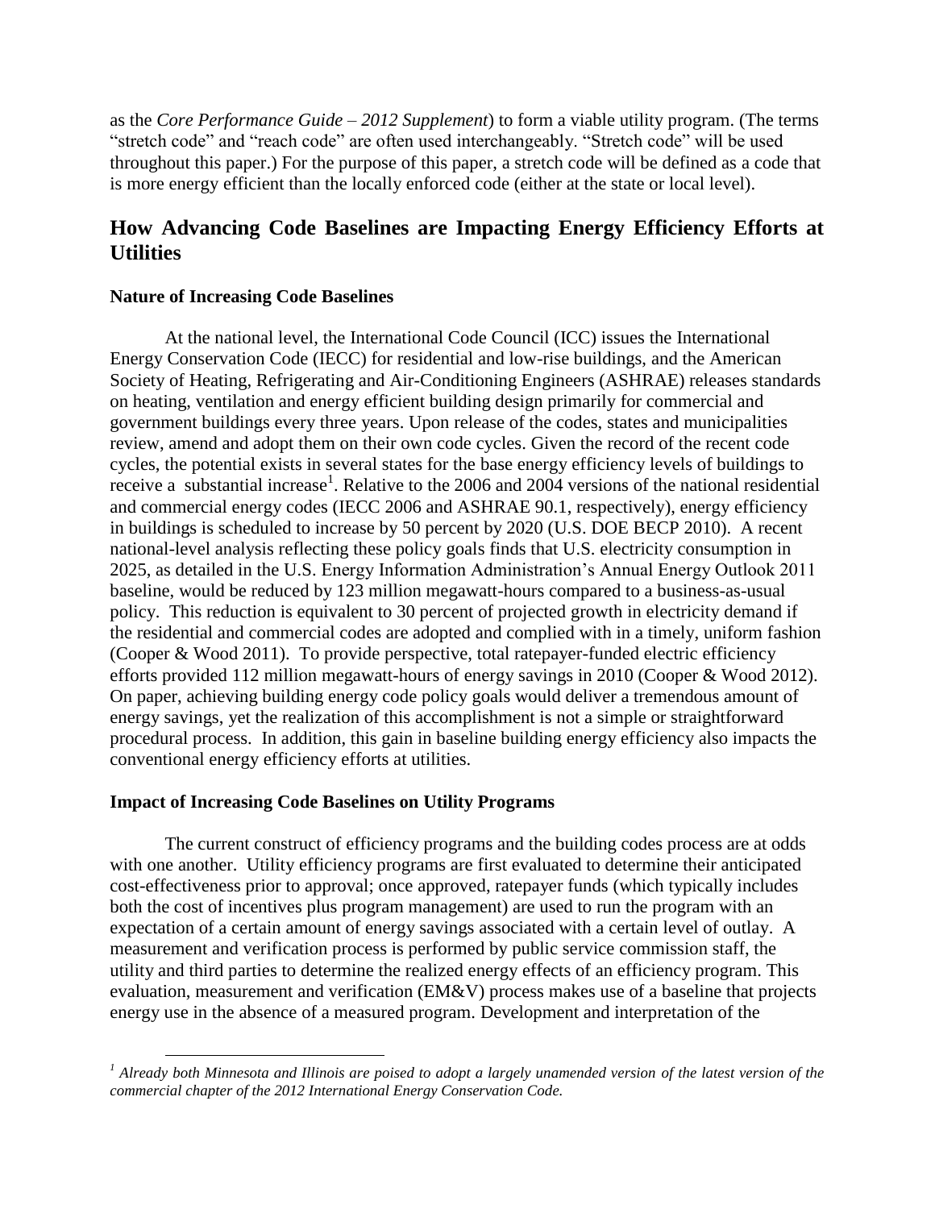as the *Core Performance Guide – 2012 Supplement*) to form a viable utility program. (The terms "stretch code" and "reach code" are often used interchangeably. "Stretch code" will be used throughout this paper.) For the purpose of this paper, a stretch code will be defined as a code that is more energy efficient than the locally enforced code (either at the state or local level).

## How Advancing Code Baselines are Impacting Energy Efficiency Efforts at Utilities

### Nature of Increasing Code Baselines

At the national level, the International Code Council (ICC) issues the International Energy Conservation Code (IECC) for residential and low-rise buildings, and the American Society of Heating, Refrigerating and Air-Conditioning Engineers (ASHRAE) releases standards on heating, ventilation and energy efficient building design primarily for commercial and government buildings every three years. Upon release of the codes, states and municipalities review, amend and adopt them on their own code cycles. Given the record of the recent code cycles, the potential exists in several states for the base energy efficiency levels of buildings to receive a substantial increase[1]. Relative to the 2006 and 2004 versions of the national residential and commercial energy codes (IECC 2006 and ASHRAE 90.1, respectively), energy efficiency in buildings is scheduled to increase by 50 percent by 2020 (U.S. DOE BECP 2010). A recent national-level analysis reflecting these policy goals finds that U.S. electricity consumption in 2025, as detailed in the U.S. Energy Information Administration's Annual Energy Outlook 2011 baseline, would be reduced by 123 million megawatt-hours compared to a business-as-usual policy. This reduction is equivalent to 30 percent of projected growth in electricity demand if the residential and commercial codes are adopted and complied with in a timely, uniform fashion (Cooper & Wood 2011). To provide perspective, total ratepayer-funded electric efficiency efforts provided 112 million megawatt-hours of energy savings in 2010 (Cooper & Wood 2012). On paper, achieving building energy code policy goals would deliver a tremendous amount of energy savings, yet the realization of this accomplishment is not a simple or straightforward procedural process. In addition, this gain in baseline building energy efficiency also impacts the conventional energy efficiency efforts at utilities.

### Impact of Increasing Code Baselines on Utility Programs

The current construct of efficiency programs and the building codes process are at odds with one another. Utility efficiency programs are first evaluated to determine their anticipated cost-effectiveness prior to approval; once approved, ratepayer funds (which typically includes both the cost of incentives plus program management) are used to run the program with an expectation of a certain amount of energy savings associated with a certain level of outlay. A measurement and verification process is performed by public service commission staff, the utility and third parties to determine the realized energy effects of an efficiency program. This evaluation, measurement and verification (EM&V) process makes use of a baseline that projects energy use in the absence of a measured program. Development and interpretation of the

---

[1] *Already both Minnesota and Illinois are poised to adopt a largely unamended version of the latest version of the commercial chapter of the 2012 International Energy Conservation Code.*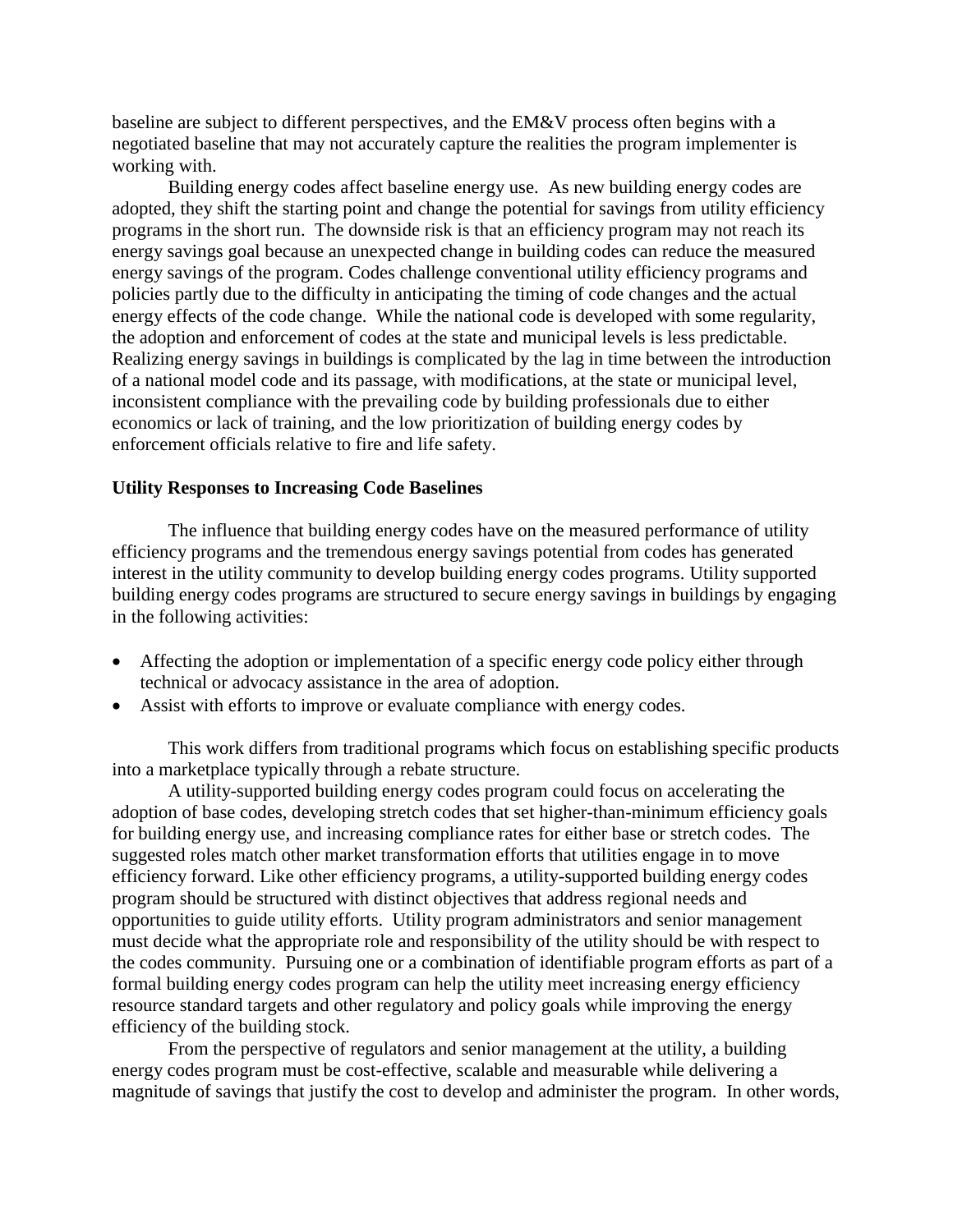baseline are subject to different perspectives, and the EM&V process often begins with a negotiated baseline that may not accurately capture the realities the program implementer is working with.

Building energy codes affect baseline energy use. As new building energy codes are adopted, they shift the starting point and change the potential for savings from utility efficiency programs in the short run. The downside risk is that an efficiency program may not reach its energy savings goal because an unexpected change in building codes can reduce the measured energy savings of the program. Codes challenge conventional utility efficiency programs and policies partly due to the difficulty in anticipating the timing of code changes and the actual energy effects of the code change. While the national code is developed with some regularity, the adoption and enforcement of codes at the state and municipal levels is less predictable. Realizing energy savings in buildings is complicated by the lag in time between the introduction of a national model code and its passage, with modifications, at the state or municipal level, inconsistent compliance with the prevailing code by building professionals due to either economics or lack of training, and the low prioritization of building energy codes by enforcement officials relative to fire and life safety.

**Utility Responses to Increasing Code Baselines**

The influence that building energy codes have on the measured performance of utility efficiency programs and the tremendous energy savings potential from codes has generated interest in the utility community to develop building energy codes programs. Utility supported building energy codes programs are structured to secure energy savings in buildings by engaging in the following activities:

- Affecting the adoption or implementation of a specific energy code policy either through technical or advocacy assistance in the area of adoption.
- Assist with efforts to improve or evaluate compliance with energy codes.

This work differs from traditional programs which focus on establishing specific products into a marketplace typically through a rebate structure.

A utility-supported building energy codes program could focus on accelerating the adoption of base codes, developing stretch codes that set higher-than-minimum efficiency goals for building energy use, and increasing compliance rates for either base or stretch codes. The suggested roles match other market transformation efforts that utilities engage in to move efficiency forward. Like other efficiency programs, a utility-supported building energy codes program should be structured with distinct objectives that address regional needs and opportunities to guide utility efforts. Utility program administrators and senior management must decide what the appropriate role and responsibility of the utility should be with respect to the codes community. Pursuing one or a combination of identifiable program efforts as part of a formal building energy codes program can help the utility meet increasing energy efficiency resource standard targets and other regulatory and policy goals while improving the energy efficiency of the building stock.

From the perspective of regulators and senior management at the utility, a building energy codes program must be cost-effective, scalable and measurable while delivering a magnitude of savings that justify the cost to develop and administer the program. In other words,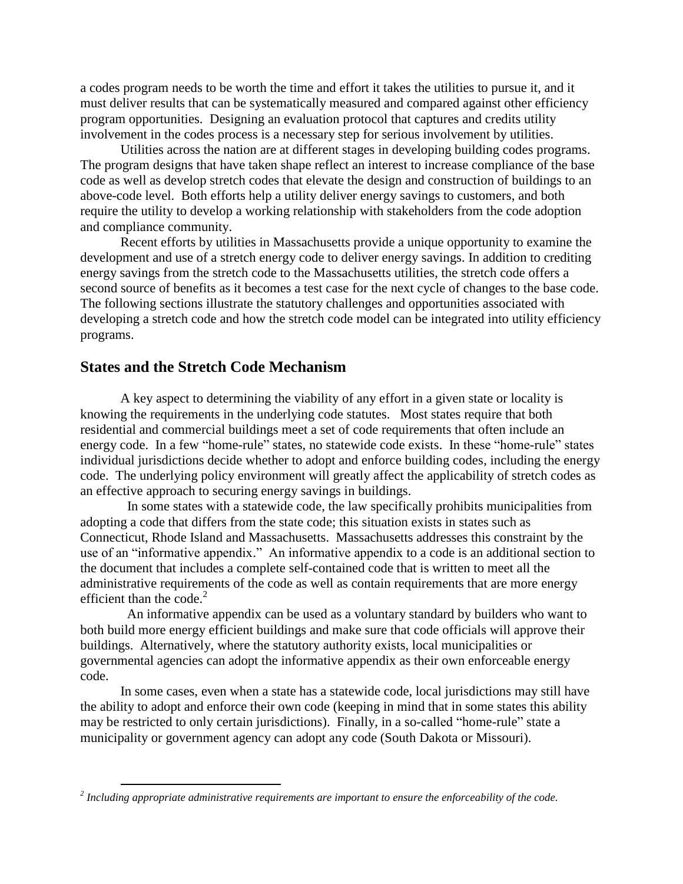a codes program needs to be worth the time and effort it takes the utilities to pursue it, and it must deliver results that can be systematically measured and compared against other efficiency program opportunities. Designing an evaluation protocol that captures and credits utility involvement in the codes process is a necessary step for serious involvement by utilities.

Utilities across the nation are at different stages in developing building codes programs. The program designs that have taken shape reflect an interest to increase compliance of the base code as well as develop stretch codes that elevate the design and construction of buildings to an above-code level. Both efforts help a utility deliver energy savings to customers, and both require the utility to develop a working relationship with stakeholders from the code adoption and compliance community.

Recent efforts by utilities in Massachusetts provide a unique opportunity to examine the development and use of a stretch energy code to deliver energy savings. In addition to crediting energy savings from the stretch code to the Massachusetts utilities, the stretch code offers a second source of benefits as it becomes a test case for the next cycle of changes to the base code. The following sections illustrate the statutory challenges and opportunities associated with developing a stretch code and how the stretch code model can be integrated into utility efficiency programs.

## States and the Stretch Code Mechanism

A key aspect to determining the viability of any effort in a given state or locality is knowing the requirements in the underlying code statutes. Most states require that both residential and commercial buildings meet a set of code requirements that often include an energy code. In a few "home-rule" states, no statewide code exists. In these "home-rule" states individual jurisdictions decide whether to adopt and enforce building codes, including the energy code. The underlying policy environment will greatly affect the applicability of stretch codes as an effective approach to securing energy savings in buildings.

In some states with a statewide code, the law specifically prohibits municipalities from adopting a code that differs from the state code; this situation exists in states such as Connecticut, Rhode Island and Massachusetts. Massachusetts addresses this constraint by the use of an "informative appendix." An informative appendix to a code is an additional section to the document that includes a complete self-contained code that is written to meet all the administrative requirements of the code as well as contain requirements that are more energy efficient than the code.[2]

An informative appendix can be used as a voluntary standard by builders who want to both build more energy efficient buildings and make sure that code officials will approve their buildings. Alternatively, where the statutory authority exists, local municipalities or governmental agencies can adopt the informative appendix as their own enforceable energy code.

In some cases, even when a state has a statewide code, local jurisdictions may still have the ability to adopt and enforce their own code (keeping in mind that in some states this ability may be restricted to only certain jurisdictions). Finally, in a so-called "home-rule" state a municipality or government agency can adopt any code (South Dakota or Missouri).

---

[2] *Including appropriate administrative requirements are important to ensure the enforceability of the code.*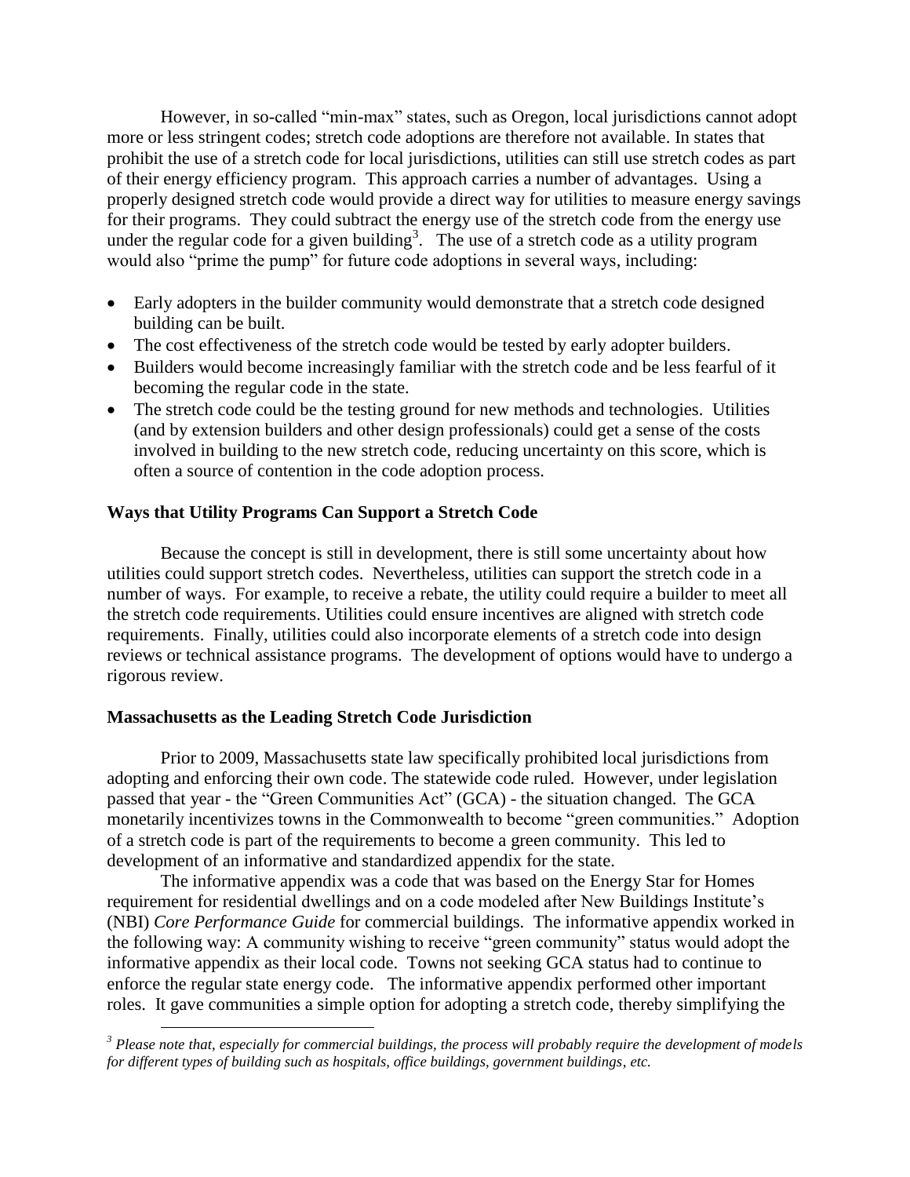However, in so-called "min-max" states, such as Oregon, local jurisdictions cannot adopt more or less stringent codes; stretch code adoptions are therefore not available. In states that prohibit the use of a stretch code for local jurisdictions, utilities can still use stretch codes as part of their energy efficiency program. This approach carries a number of advantages. Using a properly designed stretch code would provide a direct way for utilities to measure energy savings for their programs. They could subtract the energy use of the stretch code from the energy use under the regular code for a given building[3]. The use of a stretch code as a utility program would also "prime the pump" for future code adoptions in several ways, including:

- Early adopters in the builder community would demonstrate that a stretch code designed building can be built.
- The cost effectiveness of the stretch code would be tested by early adopter builders.
- Builders would become increasingly familiar with the stretch code and be less fearful of it becoming the regular code in the state.
- The stretch code could be the testing ground for new methods and technologies. Utilities (and by extension builders and other design professionals) could get a sense of the costs involved in building to the new stretch code, reducing uncertainty on this score, which is often a source of contention in the code adoption process.

**Ways that Utility Programs Can Support a Stretch Code**

Because the concept is still in development, there is still some uncertainty about how utilities could support stretch codes. Nevertheless, utilities can support the stretch code in a number of ways. For example, to receive a rebate, the utility could require a builder to meet all the stretch code requirements. Utilities could ensure incentives are aligned with stretch code requirements. Finally, utilities could also incorporate elements of a stretch code into design reviews or technical assistance programs. The development of options would have to undergo a rigorous review.

**Massachusetts as the Leading Stretch Code Jurisdiction**

Prior to 2009, Massachusetts state law specifically prohibited local jurisdictions from adopting and enforcing their own code. The statewide code ruled. However, under legislation passed that year - the "Green Communities Act" (GCA) - the situation changed. The GCA monetarily incentivizes towns in the Commonwealth to become "green communities." Adoption of a stretch code is part of the requirements to become a green community. This led to development of an informative and standardized appendix for the state.

The informative appendix was a code that was based on the Energy Star for Homes requirement for residential dwellings and on a code modeled after New Buildings Institute's (NBI) *Core Performance Guide* for commercial buildings. The informative appendix worked in the following way: A community wishing to receive "green community" status would adopt the informative appendix as their local code. Towns not seeking GCA status had to continue to enforce the regular state energy code. The informative appendix performed other important roles. It gave communities a simple option for adopting a stretch code, thereby simplifying the

---

*[3] Please note that, especially for commercial buildings, the process will probably require the development of models for different types of building such as hospitals, office buildings, government buildings, etc.*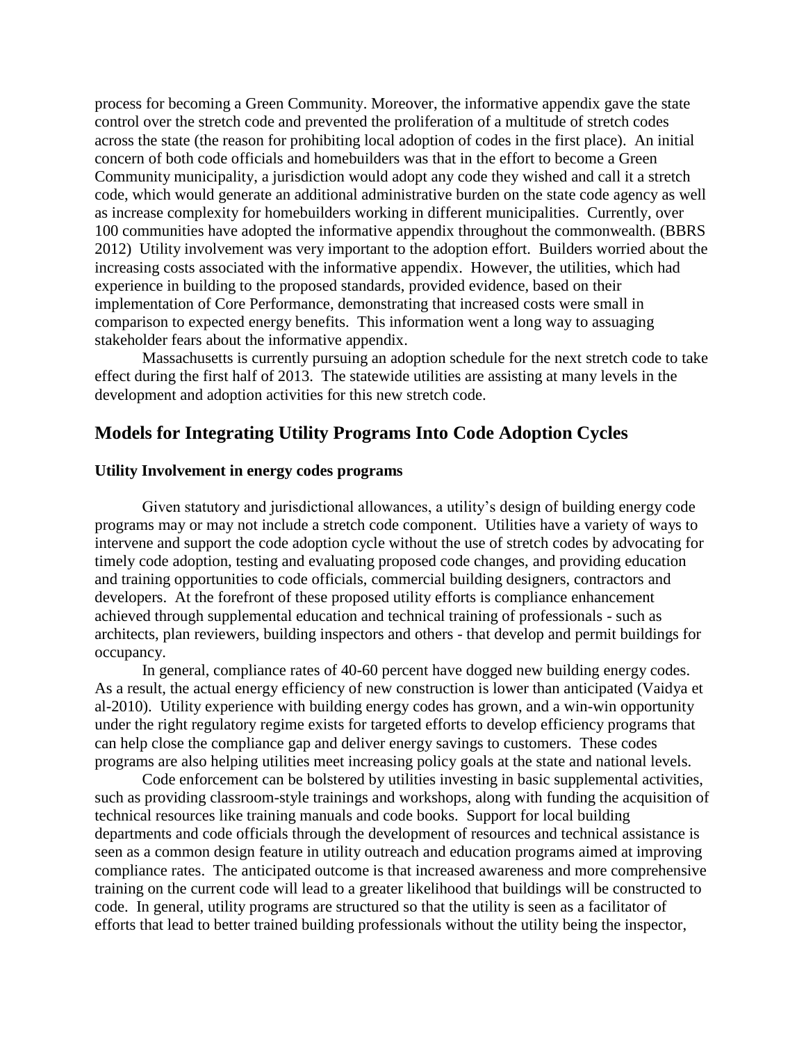process for becoming a Green Community. Moreover, the informative appendix gave the state control over the stretch code and prevented the proliferation of a multitude of stretch codes across the state (the reason for prohibiting local adoption of codes in the first place). An initial concern of both code officials and homebuilders was that in the effort to become a Green Community municipality, a jurisdiction would adopt any code they wished and call it a stretch code, which would generate an additional administrative burden on the state code agency as well as increase complexity for homebuilders working in different municipalities. Currently, over 100 communities have adopted the informative appendix throughout the commonwealth. (BBRS 2012) Utility involvement was very important to the adoption effort. Builders worried about the increasing costs associated with the informative appendix. However, the utilities, which had experience in building to the proposed standards, provided evidence, based on their implementation of Core Performance, demonstrating that increased costs were small in comparison to expected energy benefits. This information went a long way to assuaging stakeholder fears about the informative appendix.

Massachusetts is currently pursuing an adoption schedule for the next stretch code to take effect during the first half of 2013. The statewide utilities are assisting at many levels in the development and adoption activities for this new stretch code.

## Models for Integrating Utility Programs Into Code Adoption Cycles

### Utility Involvement in energy codes programs

Given statutory and jurisdictional allowances, a utility's design of building energy code programs may or may not include a stretch code component. Utilities have a variety of ways to intervene and support the code adoption cycle without the use of stretch codes by advocating for timely code adoption, testing and evaluating proposed code changes, and providing education and training opportunities to code officials, commercial building designers, contractors and developers. At the forefront of these proposed utility efforts is compliance enhancement achieved through supplemental education and technical training of professionals - such as architects, plan reviewers, building inspectors and others - that develop and permit buildings for occupancy.

In general, compliance rates of 40-60 percent have dogged new building energy codes. As a result, the actual energy efficiency of new construction is lower than anticipated (Vaidya et al-2010). Utility experience with building energy codes has grown, and a win-win opportunity under the right regulatory regime exists for targeted efforts to develop efficiency programs that can help close the compliance gap and deliver energy savings to customers. These codes programs are also helping utilities meet increasing policy goals at the state and national levels.

Code enforcement can be bolstered by utilities investing in basic supplemental activities, such as providing classroom-style trainings and workshops, along with funding the acquisition of technical resources like training manuals and code books. Support for local building departments and code officials through the development of resources and technical assistance is seen as a common design feature in utility outreach and education programs aimed at improving compliance rates. The anticipated outcome is that increased awareness and more comprehensive training on the current code will lead to a greater likelihood that buildings will be constructed to code. In general, utility programs are structured so that the utility is seen as a facilitator of efforts that lead to better trained building professionals without the utility being the inspector,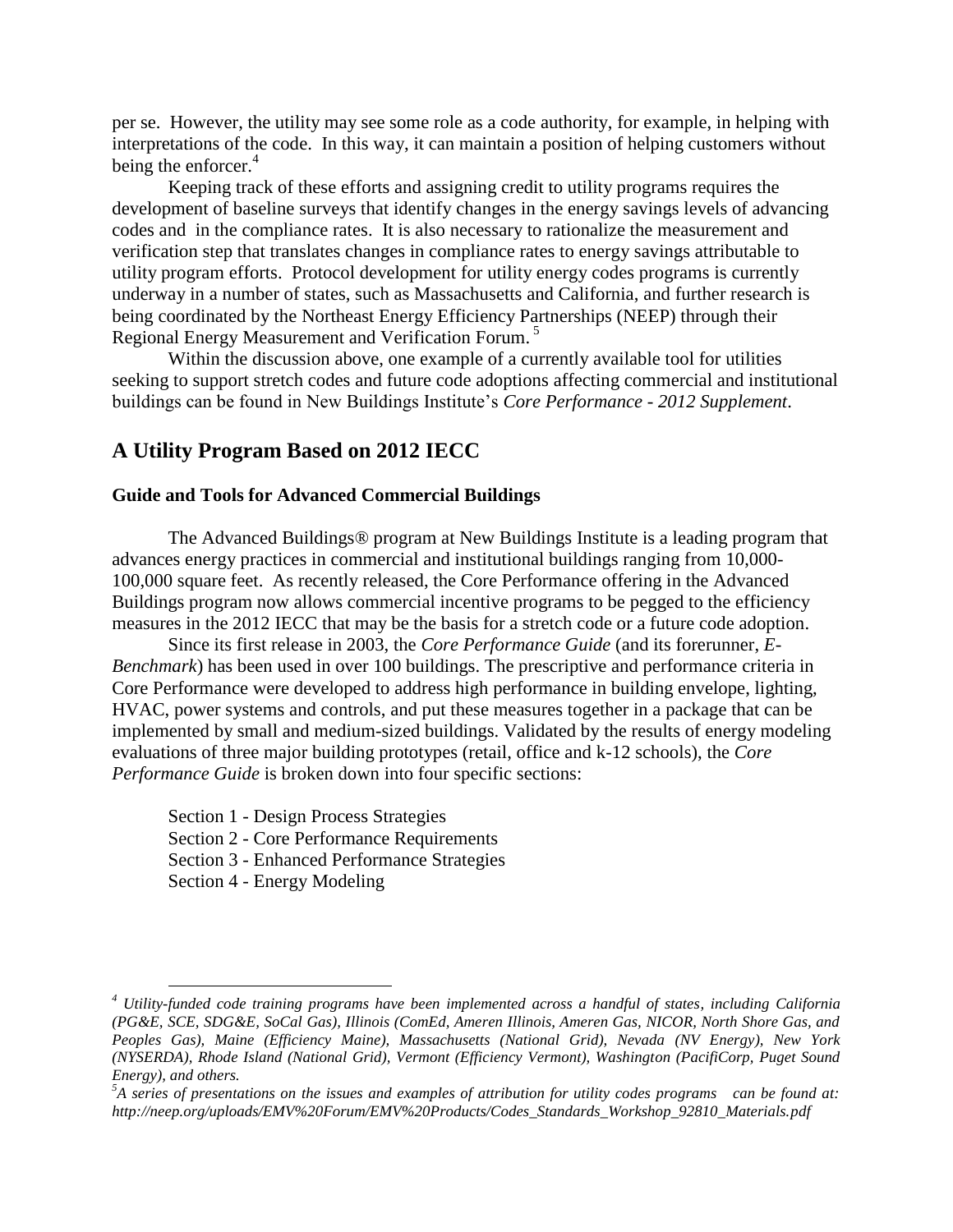per se. However, the utility may see some role as a code authority, for example, in helping with interpretations of the code. In this way, it can maintain a position of helping customers without being the enforcer.[4]

Keeping track of these efforts and assigning credit to utility programs requires the development of baseline surveys that identify changes in the energy savings levels of advancing codes and in the compliance rates. It is also necessary to rationalize the measurement and verification step that translates changes in compliance rates to energy savings attributable to utility program efforts. Protocol development for utility energy codes programs is currently underway in a number of states, such as Massachusetts and California, and further research is being coordinated by the Northeast Energy Efficiency Partnerships (NEEP) through their Regional Energy Measurement and Verification Forum.[5]

Within the discussion above, one example of a currently available tool for utilities seeking to support stretch codes and future code adoptions affecting commercial and institutional buildings can be found in New Buildings Institute's *Core Performance - 2012 Supplement*.

## A Utility Program Based on 2012 IECC

### Guide and Tools for Advanced Commercial Buildings

The Advanced Buildings® program at New Buildings Institute is a leading program that advances energy practices in commercial and institutional buildings ranging from 10,000-100,000 square feet. As recently released, the Core Performance offering in the Advanced Buildings program now allows commercial incentive programs to be pegged to the efficiency measures in the 2012 IECC that may be the basis for a stretch code or a future code adoption.

Since its first release in 2003, the *Core Performance Guide* (and its forerunner, *E-Benchmark*) has been used in over 100 buildings. The prescriptive and performance criteria in Core Performance were developed to address high performance in building envelope, lighting, HVAC, power systems and controls, and put these measures together in a package that can be implemented by small and medium-sized buildings. Validated by the results of energy modeling evaluations of three major building prototypes (retail, office and k-12 schools), the *Core Performance Guide* is broken down into four specific sections:

Section 1 - Design Process Strategies
Section 2 - Core Performance Requirements
Section 3 - Enhanced Performance Strategies
Section 4 - Energy Modeling

---

[4] *Utility-funded code training programs have been implemented across a handful of states, including California (PG&E, SCE, SDG&E, SoCal Gas), Illinois (ComEd, Ameren Illinois, Ameren Gas, NICOR, North Shore Gas, and Peoples Gas), Maine (Efficiency Maine), Massachusetts (National Grid), Nevada (NV Energy), New York (NYSERDA), Rhode Island (National Grid), Vermont (Efficiency Vermont), Washington (PacifiCorp, Puget Sound Energy), and others.*

[5] *A series of presentations on the issues and examples of attribution for utility codes programs can be found at: http://neep.org/uploads/EMV%20Forum/EMV%20Products/Codes_Standards_Workshop_92810_Materials.pdf*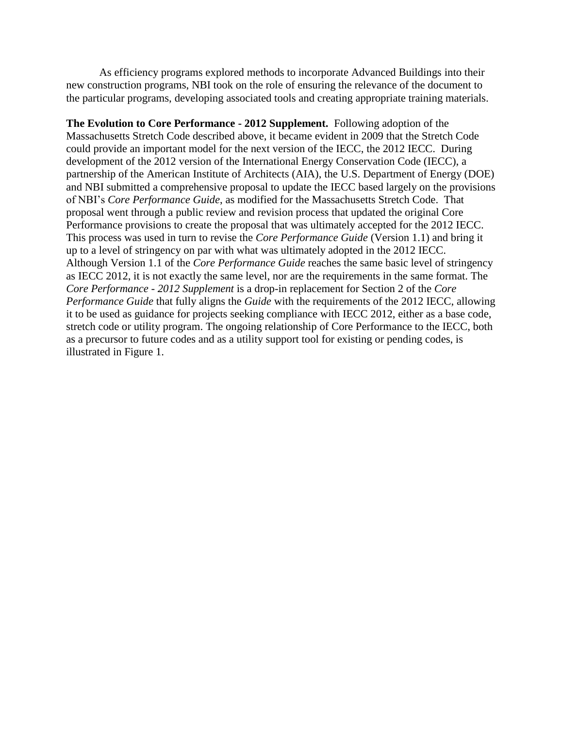As efficiency programs explored methods to incorporate Advanced Buildings into their new construction programs, NBI took on the role of ensuring the relevance of the document to the particular programs, developing associated tools and creating appropriate training materials.

**The Evolution to Core Performance - 2012 Supplement.** Following adoption of the Massachusetts Stretch Code described above, it became evident in 2009 that the Stretch Code could provide an important model for the next version of the IECC, the 2012 IECC. During development of the 2012 version of the International Energy Conservation Code (IECC), a partnership of the American Institute of Architects (AIA), the U.S. Department of Energy (DOE) and NBI submitted a comprehensive proposal to update the IECC based largely on the provisions of NBI's *Core Performance Guide*, as modified for the Massachusetts Stretch Code. That proposal went through a public review and revision process that updated the original Core Performance provisions to create the proposal that was ultimately accepted for the 2012 IECC. This process was used in turn to revise the *Core Performance Guide* (Version 1.1) and bring it up to a level of stringency on par with what was ultimately adopted in the 2012 IECC. Although Version 1.1 of the *Core Performance Guide* reaches the same basic level of stringency as IECC 2012, it is not exactly the same level, nor are the requirements in the same format. The *Core Performance - 2012 Supplement* is a drop-in replacement for Section 2 of the *Core Performance Guide* that fully aligns the *Guide* with the requirements of the 2012 IECC, allowing it to be used as guidance for projects seeking compliance with IECC 2012, either as a base code, stretch code or utility program. The ongoing relationship of Core Performance to the IECC, both as a precursor to future codes and as a utility support tool for existing or pending codes, is illustrated in Figure 1.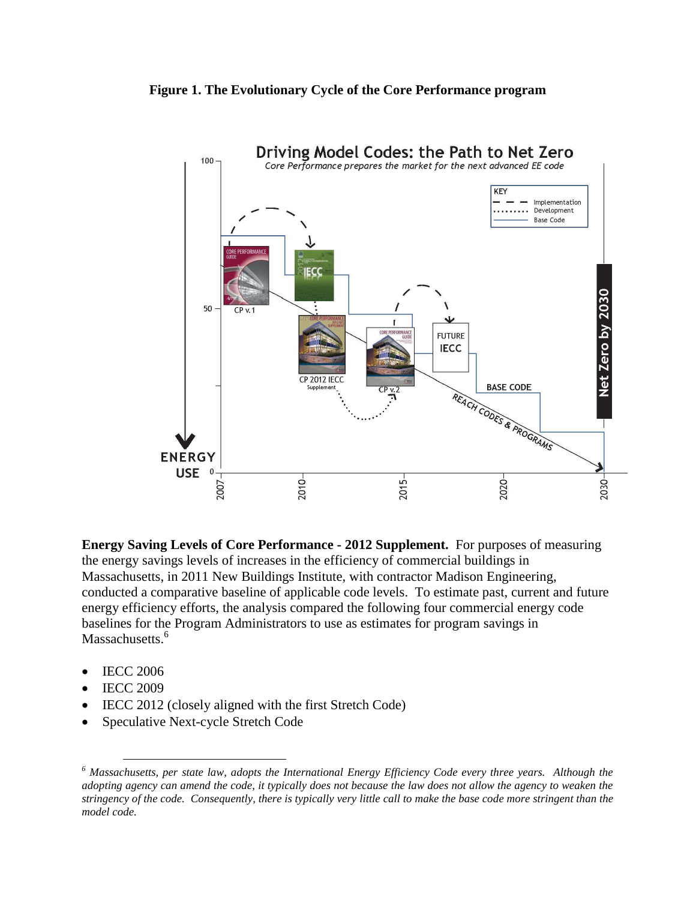**Figure 1. The Evolutionary Cycle of the Core Performance program**

**Energy Saving Levels of Core Performance - 2012 Supplement.** For purposes of measuring the energy savings levels of increases in the efficiency of commercial buildings in Massachusetts, in 2011 New Buildings Institute, with contractor Madison Engineering, conducted a comparative baseline of applicable code levels. To estimate past, current and future energy efficiency efforts, the analysis compared the following four commercial energy code baselines for the Program Administrators to use as estimates for program savings in Massachusetts.[6]

- IECC 2006
- IECC 2009
- IECC 2012 (closely aligned with the first Stretch Code)
- Speculative Next-cycle Stretch Code

[6] *Massachusetts, per state law, adopts the International Energy Efficiency Code every three years. Although the adopting agency can amend the code, it typically does not because the law does not allow the agency to weaken the stringency of the code. Consequently, there is typically very little call to make the base code more stringent than the model code.*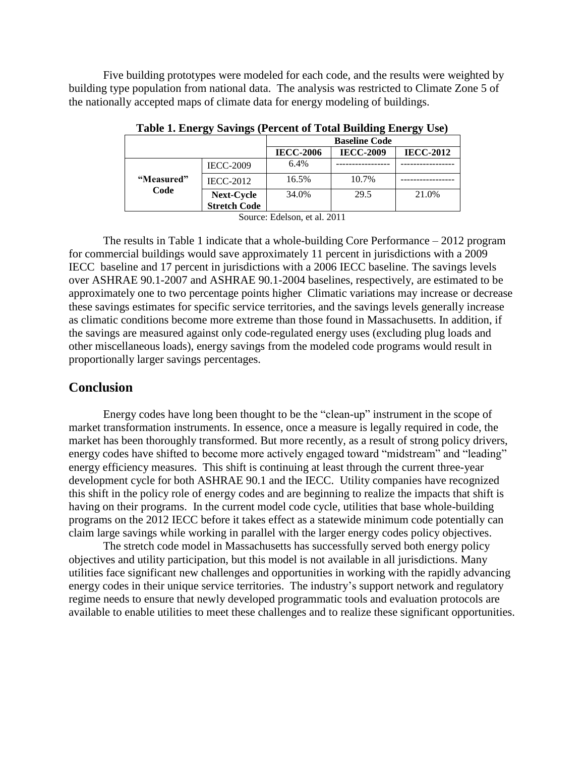Five building prototypes were modeled for each code, and the results were weighted by building type population from national data. The analysis was restricted to Climate Zone 5 of the nationally accepted maps of climate data for energy modeling of buildings.

**Table 1. Energy Savings (Percent of Total Building Energy Use)**

| | | Baseline Code | | |
|---|---|---|---|---|
| | | **IECC-2006** | **IECC-2009** | **IECC-2012** |
| **"Measured" Code** | IECC-2009 | 6.4% | ---------------- | ---------------- |
| | IECC-2012 | 16.5% | 10.7% | ---------------- |
| | **Next-Cycle Stretch Code** | 34.0% | 29.5 | 21.0% |

Source: Edelson, et al. 2011

The results in Table 1 indicate that a whole-building Core Performance – 2012 program for commercial buildings would save approximately 11 percent in jurisdictions with a 2009 IECC baseline and 17 percent in jurisdictions with a 2006 IECC baseline. The savings levels over ASHRAE 90.1-2007 and ASHRAE 90.1-2004 baselines, respectively, are estimated to be approximately one to two percentage points higher Climatic variations may increase or decrease these savings estimates for specific service territories, and the savings levels generally increase as climatic conditions become more extreme than those found in Massachusetts. In addition, if the savings are measured against only code-regulated energy uses (excluding plug loads and other miscellaneous loads), energy savings from the modeled code programs would result in proportionally larger savings percentages.

## Conclusion

Energy codes have long been thought to be the "clean-up" instrument in the scope of market transformation instruments. In essence, once a measure is legally required in code, the market has been thoroughly transformed. But more recently, as a result of strong policy drivers, energy codes have shifted to become more actively engaged toward "midstream" and "leading" energy efficiency measures. This shift is continuing at least through the current three-year development cycle for both ASHRAE 90.1 and the IECC. Utility companies have recognized this shift in the policy role of energy codes and are beginning to realize the impacts that shift is having on their programs. In the current model code cycle, utilities that base whole-building programs on the 2012 IECC before it takes effect as a statewide minimum code potentially can claim large savings while working in parallel with the larger energy codes policy objectives.

The stretch code model in Massachusetts has successfully served both energy policy objectives and utility participation, but this model is not available in all jurisdictions. Many utilities face significant new challenges and opportunities in working with the rapidly advancing energy codes in their unique service territories. The industry's support network and regulatory regime needs to ensure that newly developed programmatic tools and evaluation protocols are available to enable utilities to meet these challenges and to realize these significant opportunities.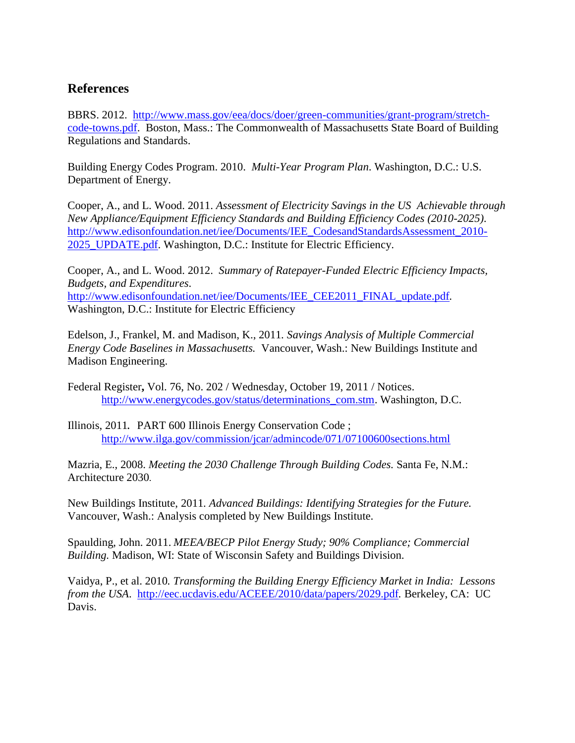## References

BBRS. 2012. http://www.mass.gov/eea/docs/doer/green-communities/grant-program/stretch-code-towns.pdf. Boston, Mass.: The Commonwealth of Massachusetts State Board of Building Regulations and Standards.

Building Energy Codes Program. 2010. *Multi-Year Program Plan*. Washington, D.C.: U.S. Department of Energy.

Cooper, A., and L. Wood. 2011. *Assessment of Electricity Savings in the US Achievable through New Appliance/Equipment Efficiency Standards and Building Efficiency Codes (2010-2025)*. http://www.edisonfoundation.net/iee/Documents/IEE_CodesandStandardsAssessment_2010-2025_UPDATE.pdf. Washington, D.C.: Institute for Electric Efficiency.

Cooper, A., and L. Wood. 2012. *Summary of Ratepayer-Funded Electric Efficiency Impacts, Budgets, and Expenditures*. http://www.edisonfoundation.net/iee/Documents/IEE_CEE2011_FINAL_update.pdf. Washington, D.C.: Institute for Electric Efficiency

Edelson, J., Frankel, M. and Madison, K., 2011. *Savings Analysis of Multiple Commercial Energy Code Baselines in Massachusetts.* Vancouver, Wash.: New Buildings Institute and Madison Engineering.

Federal Register**,** Vol. 76, No. 202 / Wednesday, October 19, 2011 / Notices. http://www.energycodes.gov/status/determinations_com.stm. Washington, D.C.

Illinois, 2011*.* PART 600 Illinois Energy Conservation Code ; http://www.ilga.gov/commission/jcar/admincode/071/07100600sections.html

Mazria, E., 2008. *Meeting the 2030 Challenge Through Building Codes.* Santa Fe, N.M.: Architecture 2030.

New Buildings Institute, 2011*. Advanced Buildings: Identifying Strategies for the Future.* Vancouver, Wash.: Analysis completed by New Buildings Institute.

Spaulding, John. 2011. *MEEA/BECP Pilot Energy Study; 90% Compliance; Commercial Building.* Madison, WI: State of Wisconsin Safety and Buildings Division.

Vaidya, P., et al. 2010*. Transforming the Building Energy Efficiency Market in India: Lessons from the USA*. http://eec.ucdavis.edu/ACEEE/2010/data/papers/2029.pdf*.* Berkeley, CA: UC Davis.